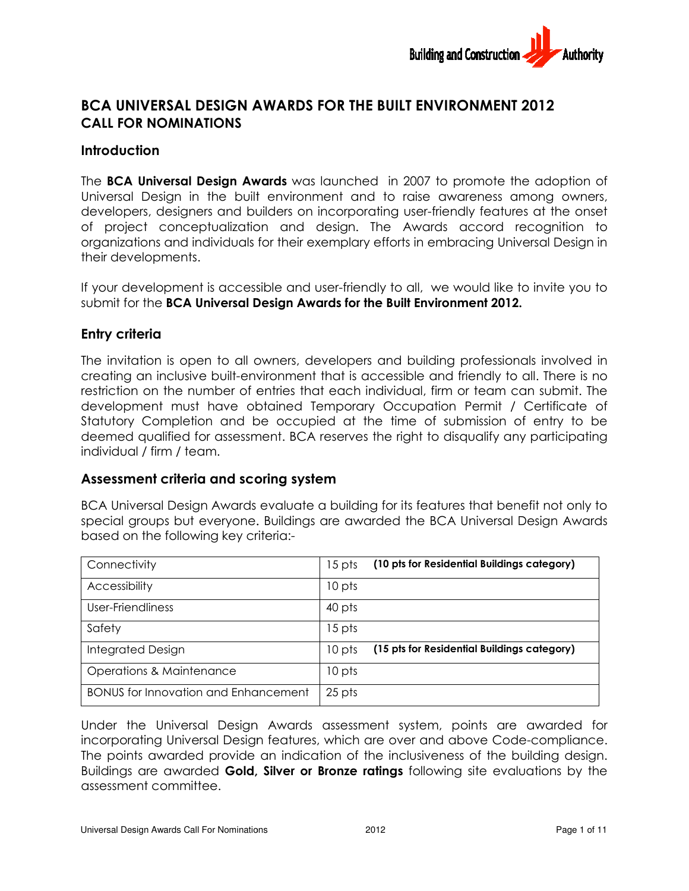# BCA UNIVERSAL DESIGN AWARDS FOR THE BUILT ENVIRONMENT 2012
# CALL FOR NOMINATIONS

## Introduction

The **BCA Universal Design Awards** was launched in 2007 to promote the adoption of Universal Design in the built environment and to raise awareness among owners, developers, designers and builders on incorporating user-friendly features at the onset of project conceptualization and design. The Awards accord recognition to organizations and individuals for their exemplary efforts in embracing Universal Design in their developments.

If your development is accessible and user-friendly to all, we would like to invite you to submit for the **BCA Universal Design Awards for the Built Environment 2012.**

## Entry criteria

The invitation is open to all owners, developers and building professionals involved in creating an inclusive built-environment that is accessible and friendly to all. There is no restriction on the number of entries that each individual, firm or team can submit. The development must have obtained Temporary Occupation Permit / Certificate of Statutory Completion and be occupied at the time of submission of entry to be deemed qualified for assessment. BCA reserves the right to disqualify any participating individual / firm / team.

## Assessment criteria and scoring system

BCA Universal Design Awards evaluate a building for its features that benefit not only to special groups but everyone. Buildings are awarded the BCA Universal Design Awards based on the following key criteria:-

| Criteria | Points |
|---|---|
| Connectivity | 15 pts **(10 pts for Residential Buildings category)** |
| Accessibility | 10 pts |
| User-Friendliness | 40 pts |
| Safety | 15 pts |
| Integrated Design | 10 pts **(15 pts for Residential Buildings category)** |
| Operations & Maintenance | 10 pts |
| BONUS for Innovation and Enhancement | 25 pts |

Under the Universal Design Awards assessment system, points are awarded for incorporating Universal Design features, which are over and above Code-compliance. The points awarded provide an indication of the inclusiveness of the building design. Buildings are awarded **Gold, Silver or Bronze ratings** following site evaluations by the assessment committee.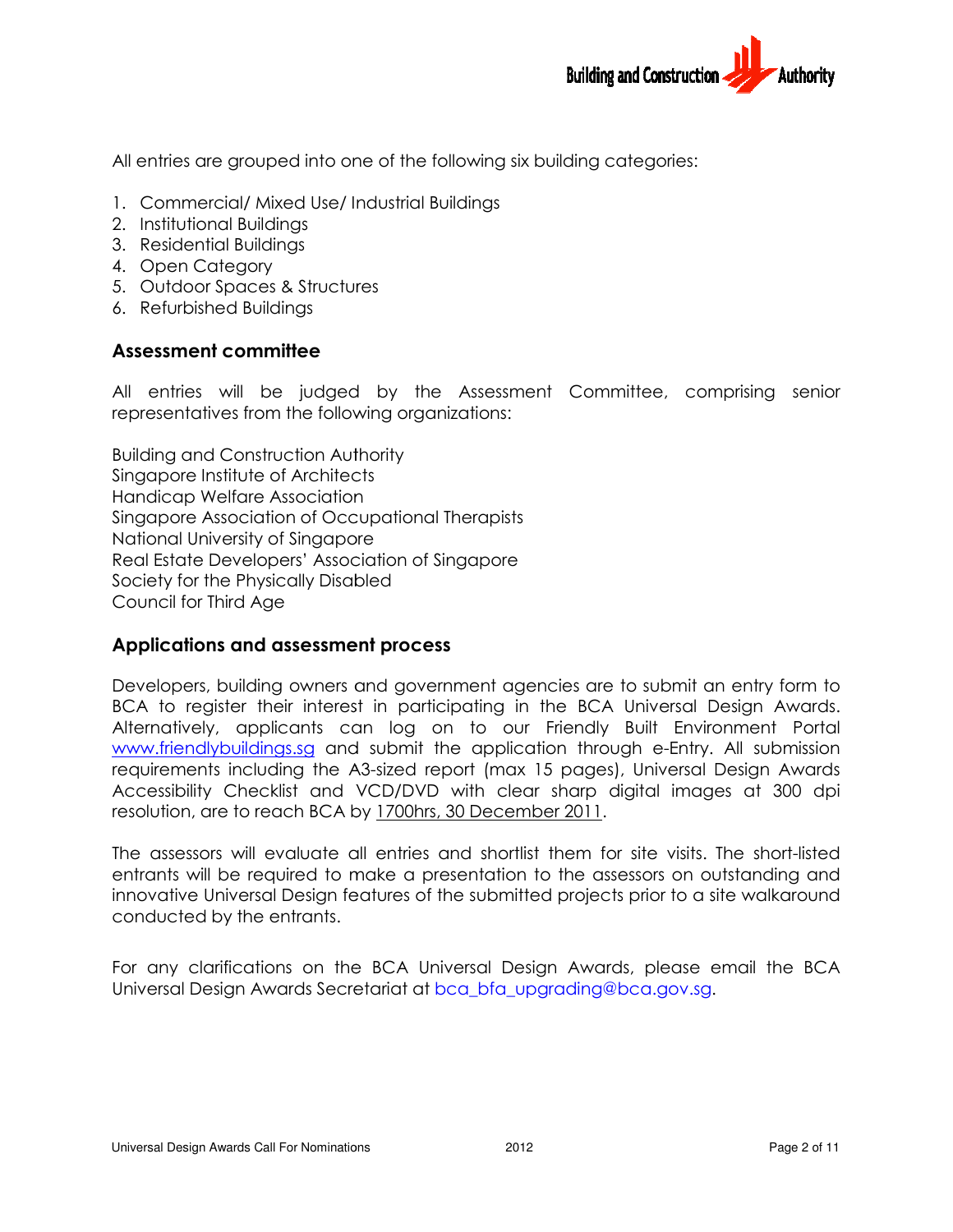All entries are grouped into one of the following six building categories:

1. Commercial/ Mixed Use/ Industrial Buildings
2. Institutional Buildings
3. Residential Buildings
4. Open Category
5. Outdoor Spaces & Structures
6. Refurbished Buildings

## Assessment committee

All entries will be judged by the Assessment Committee, comprising senior representatives from the following organizations:

Building and Construction Authority
Singapore Institute of Architects
Handicap Welfare Association
Singapore Association of Occupational Therapists
National University of Singapore
Real Estate Developers' Association of Singapore
Society for the Physically Disabled
Council for Third Age

## Applications and assessment process

Developers, building owners and government agencies are to submit an entry form to BCA to register their interest in participating in the BCA Universal Design Awards. Alternatively, applicants can log on to our Friendly Built Environment Portal www.friendlybuildings.sg and submit the application through e-Entry. All submission requirements including the A3-sized report (max 15 pages), Universal Design Awards Accessibility Checklist and VCD/DVD with clear sharp digital images at 300 dpi resolution, are to reach BCA by 1700hrs, 30 December 2011.

The assessors will evaluate all entries and shortlist them for site visits. The short-listed entrants will be required to make a presentation to the assessors on outstanding and innovative Universal Design features of the submitted projects prior to a site walkaround conducted by the entrants.

For any clarifications on the BCA Universal Design Awards, please email the BCA Universal Design Awards Secretariat at bca_bfa_upgrading@bca.gov.sg.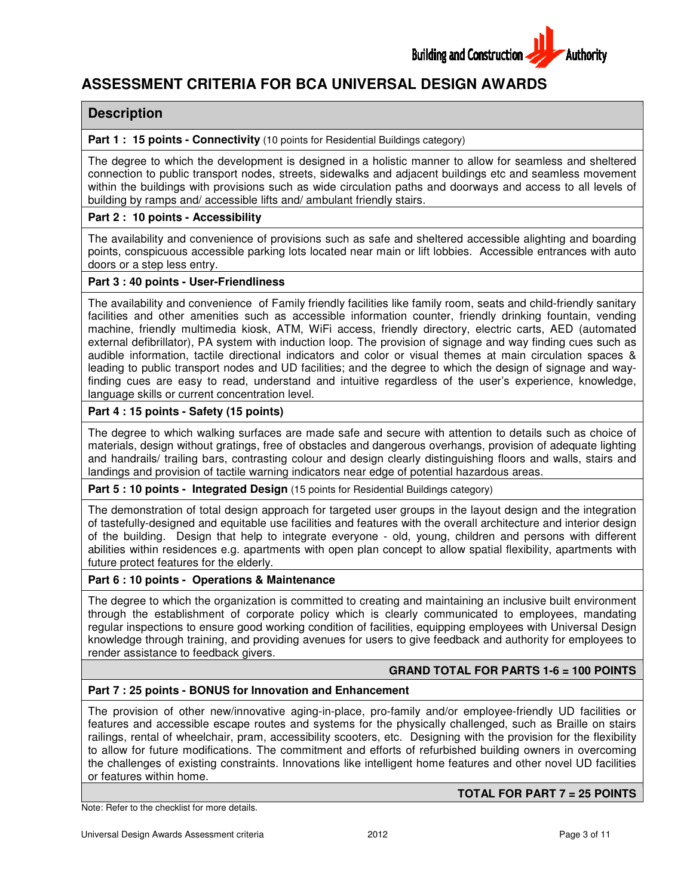# ASSESSMENT CRITERIA FOR BCA UNIVERSAL DESIGN AWARDS

## Description

**Part 1 : 15 points - Connectivity** (10 points for Residential Buildings category)

The degree to which the development is designed in a holistic manner to allow for seamless and sheltered connection to public transport nodes, streets, sidewalks and adjacent buildings etc and seamless movement within the buildings with provisions such as wide circulation paths and doorways and access to all levels of building by ramps and/ accessible lifts and/ ambulant friendly stairs.

**Part 2 : 10 points - Accessibility**

The availability and convenience of provisions such as safe and sheltered accessible alighting and boarding points, conspicuous accessible parking lots located near main or lift lobbies. Accessible entrances with auto doors or a step less entry.

**Part 3 : 40 points - User-Friendliness**

The availability and convenience of Family friendly facilities like family room, seats and child-friendly sanitary facilities and other amenities such as accessible information counter, friendly drinking fountain, vending machine, friendly multimedia kiosk, ATM, WiFi access, friendly directory, electric carts, AED (automated external defibrillator), PA system with induction loop. The provision of signage and way finding cues such as audible information, tactile directional indicators and color or visual themes at main circulation spaces & leading to public transport nodes and UD facilities; and the degree to which the design of signage and way-finding cues are easy to read, understand and intuitive regardless of the user's experience, knowledge, language skills or current concentration level.

**Part 4 : 15 points - Safety (15 points)**

The degree to which walking surfaces are made safe and secure with attention to details such as choice of materials, design without gratings, free of obstacles and dangerous overhangs, provision of adequate lighting and handrails/ trailing bars, contrasting colour and design clearly distinguishing floors and walls, stairs and landings and provision of tactile warning indicators near edge of potential hazardous areas.

**Part 5 : 10 points - Integrated Design** (15 points for Residential Buildings category)

The demonstration of total design approach for targeted user groups in the layout design and the integration of tastefully-designed and equitable use facilities and features with the overall architecture and interior design of the building. Design that help to integrate everyone - old, young, children and persons with different abilities within residences e.g. apartments with open plan concept to allow spatial flexibility, apartments with future protect features for the elderly.

**Part 6 : 10 points - Operations & Maintenance**

The degree to which the organization is committed to creating and maintaining an inclusive built environment through the establishment of corporate policy which is clearly communicated to employees, mandating regular inspections to ensure good working condition of facilities, equipping employees with Universal Design knowledge through training, and providing avenues for users to give feedback and authority for employees to render assistance to feedback givers.

**GRAND TOTAL FOR PARTS 1-6 = 100 POINTS**

**Part 7 : 25 points - BONUS for Innovation and Enhancement**

The provision of other new/innovative aging-in-place, pro-family and/or employee-friendly UD facilities or features and accessible escape routes and systems for the physically challenged, such as Braille on stairs railings, rental of wheelchair, pram, accessibility scooters, etc. Designing with the provision for the flexibility to allow for future modifications. The commitment and efforts of refurbished building owners in overcoming the challenges of existing constraints. Innovations like intelligent home features and other novel UD facilities or features within home.

**TOTAL FOR PART 7 = 25 POINTS**

Note: Refer to the checklist for more details.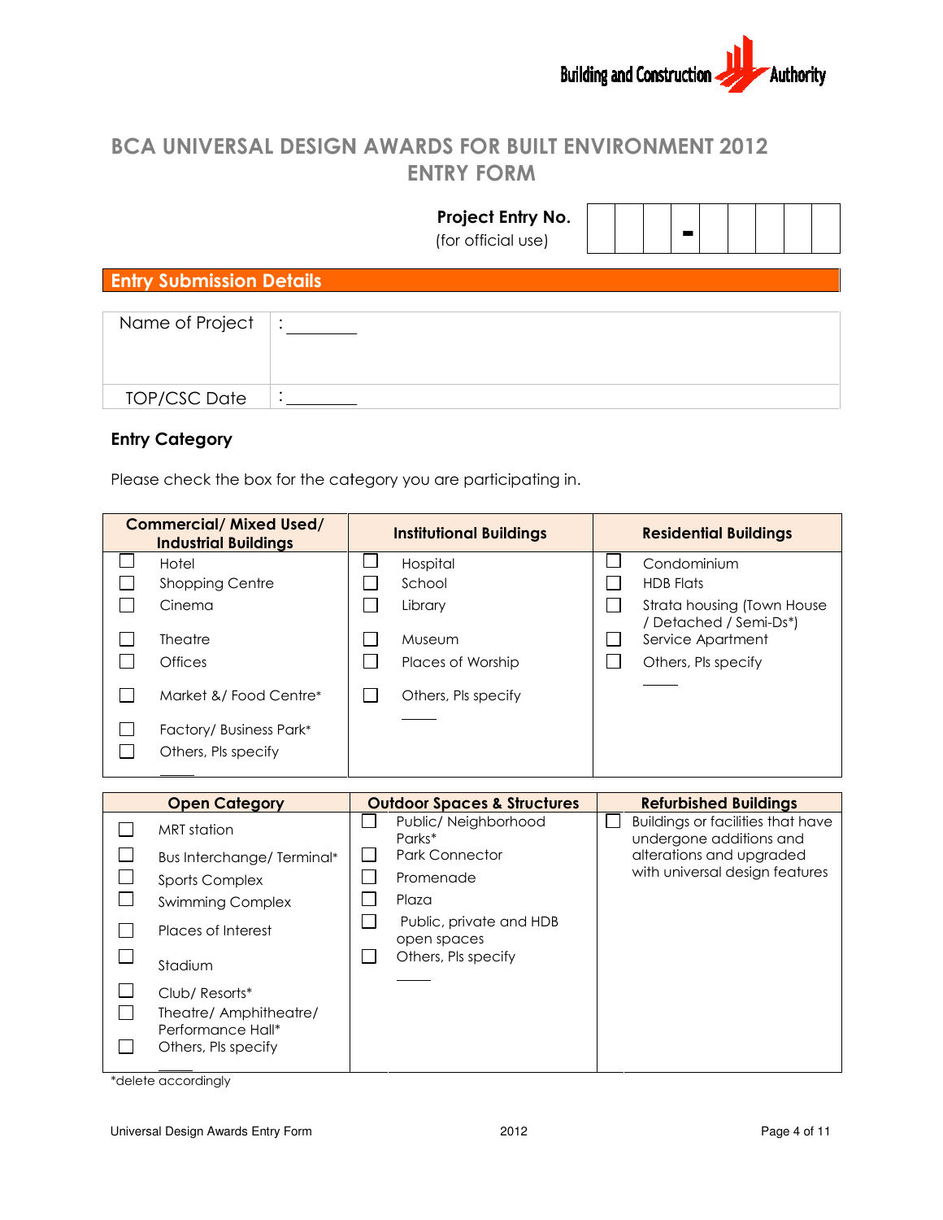Building and Construction Authority

# BCA UNIVERSAL DESIGN AWARDS FOR BUILT ENVIRONMENT 2012
# ENTRY FORM

**Project Entry No.**
(for official use)

| | | | | - | | | | | |
|---|---|---|---|---|---|---|---|---|---|

## Entry Submission Details

| | |
|---|---|
| Name of Project | : ________ |
| TOP/CSC Date | : ________ |

### Entry Category

Please check the box for the category you are participating in.

| Commercial/ Mixed Used/ Industrial Buildings | Institutional Buildings | Residential Buildings |
|---|---|---|
| ☐ Hotel | ☐ Hospital | ☐ Condominium |
| ☐ Shopping Centre | ☐ School | ☐ HDB Flats |
| ☐ Cinema | ☐ Library | ☐ Strata housing (Town House / Detached / Semi-Ds*) |
| ☐ Theatre | ☐ Museum | ☐ Service Apartment |
| ☐ Offices | ☐ Places of Worship | ☐ Others, Pls specify ____ |
| ☐ Market &/ Food Centre* | ☐ Others, Pls specify ____ | |
| ☐ Factory/ Business Park* | | |
| ☐ Others, Pls specify ____ | | |

| Open Category | Outdoor Spaces & Structures | Refurbished Buildings |
|---|---|---|
| ☐ MRT station | ☐ Public/ Neighborhood Parks* | ☐ Buildings or facilities that have undergone additions and alterations and upgraded with universal design features |
| ☐ Bus Interchange/ Terminal* | ☐ Park Connector | |
| ☐ Sports Complex | ☐ Promenade | |
| ☐ Swimming Complex | ☐ Plaza | |
| ☐ Places of Interest | ☐ Public, private and HDB open spaces | |
| ☐ Stadium | ☐ Others, Pls specify ____ | |
| ☐ Club/ Resorts* | | |
| ☐ Theatre/ Amphitheatre/ Performance Hall* | | |
| ☐ Others, Pls specify ____ | | |

*delete accordingly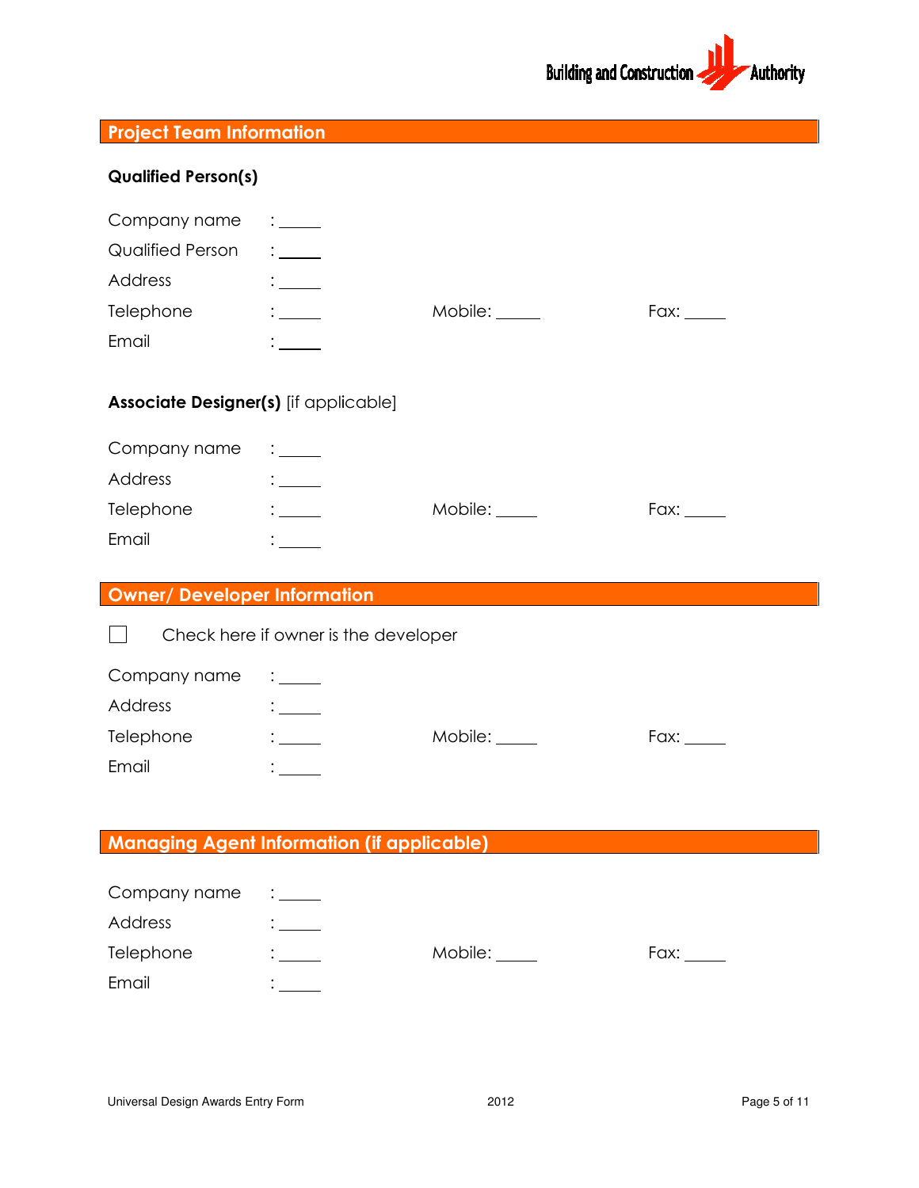## Project Team Information

**Qualified Person(s)**

Company name : _____

Qualified Person : _____

Address : _____

Telephone : _____ Mobile: _____ Fax: _____

Email : _____

**Associate Designer(s)** [if applicable]

Company name : _____

Address : _____

Telephone : _____ Mobile: _____ Fax: _____

Email : _____

## Owner/ Developer Information

☐ Check here if owner is the developer

Company name : _____

Address : _____

Telephone : _____ Mobile: _____ Fax: _____

Email : _____

## Managing Agent Information (if applicable)

Company name : _____

Address : _____

Telephone : _____ Mobile: _____ Fax: _____

Email : _____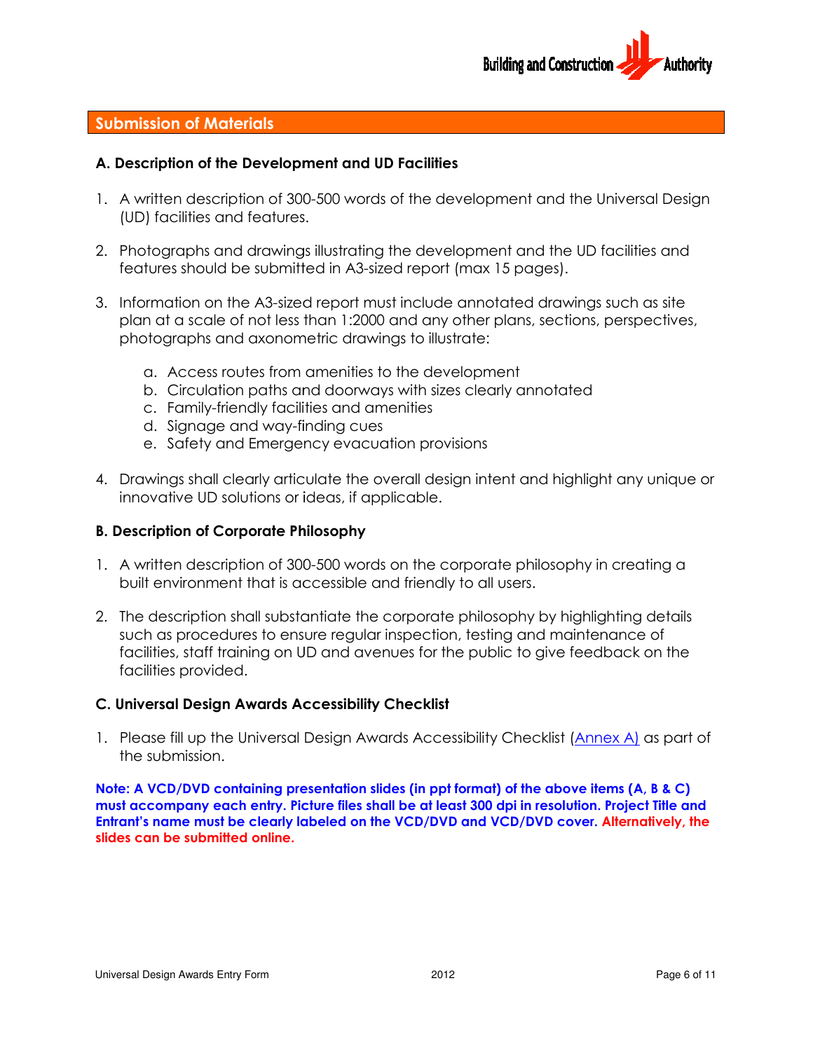## Submission of Materials

### A. Description of the Development and UD Facilities

1. A written description of 300-500 words of the development and the Universal Design (UD) facilities and features.

2. Photographs and drawings illustrating the development and the UD facilities and features should be submitted in A3-sized report (max 15 pages).

3. Information on the A3-sized report must include annotated drawings such as site plan at a scale of not less than 1:2000 and any other plans, sections, perspectives, photographs and axonometric drawings to illustrate:

   a. Access routes from amenities to the development
   b. Circulation paths and doorways with sizes clearly annotated
   c. Family-friendly facilities and amenities
   d. Signage and way-finding cues
   e. Safety and Emergency evacuation provisions

4. Drawings shall clearly articulate the overall design intent and highlight any unique or innovative UD solutions or ideas, if applicable.

### B. Description of Corporate Philosophy

1. A written description of 300-500 words on the corporate philosophy in creating a built environment that is accessible and friendly to all users.

2. The description shall substantiate the corporate philosophy by highlighting details such as procedures to ensure regular inspection, testing and maintenance of facilities, staff training on UD and avenues for the public to give feedback on the facilities provided.

### C. Universal Design Awards Accessibility Checklist

1. Please fill up the Universal Design Awards Accessibility Checklist (Annex A) as part of the submission.

**Note: A VCD/DVD containing presentation slides (in ppt format) of the above items (A, B & C) must accompany each entry. Picture files shall be at least 300 dpi in resolution. Project Title and Entrant's name must be clearly labeled on the VCD/DVD and VCD/DVD cover. Alternatively, the slides can be submitted online.**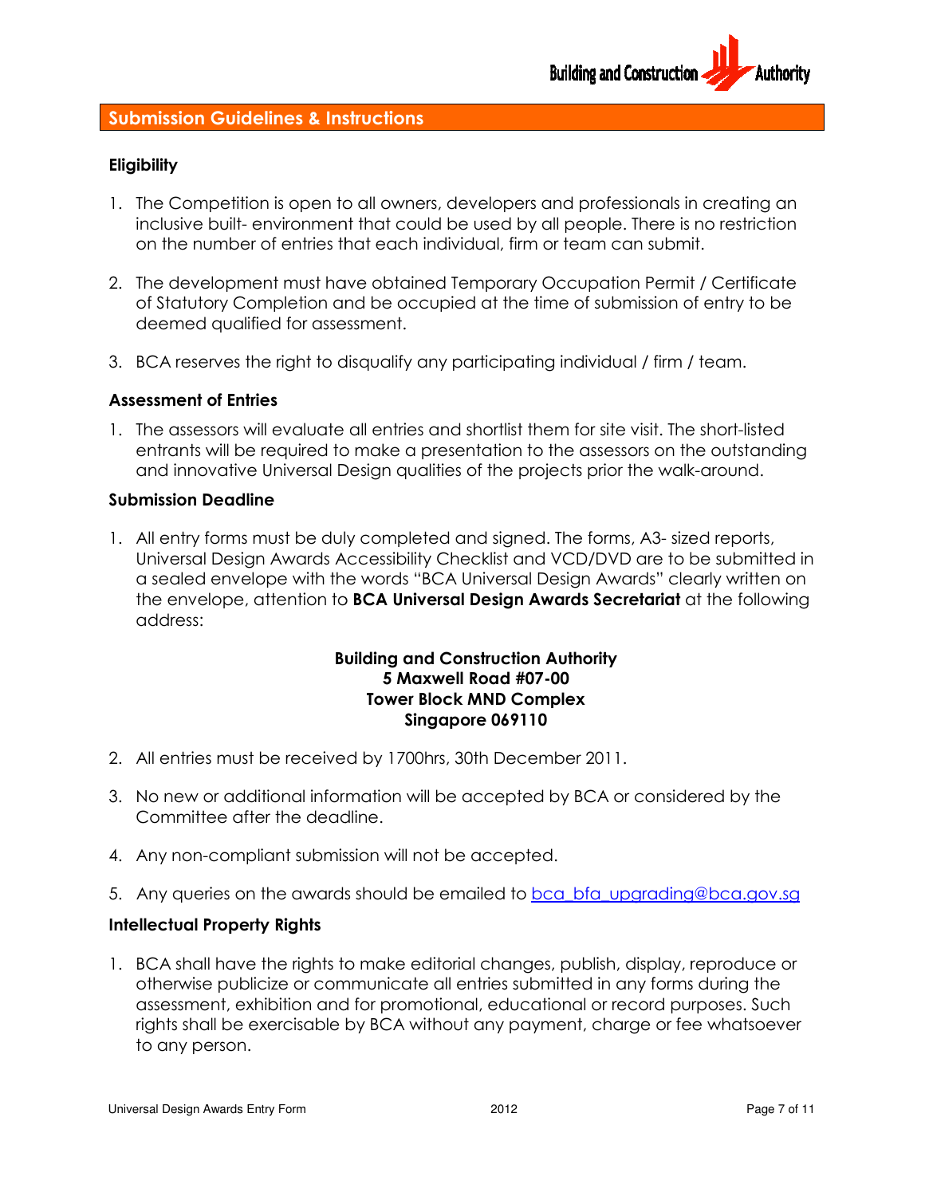## Submission Guidelines & Instructions

### Eligibility

1. The Competition is open to all owners, developers and professionals in creating an inclusive built- environment that could be used by all people. There is no restriction on the number of entries that each individual, firm or team can submit.

2. The development must have obtained Temporary Occupation Permit / Certificate of Statutory Completion and be occupied at the time of submission of entry to be deemed qualified for assessment.

3. BCA reserves the right to disqualify any participating individual / firm / team.

### Assessment of Entries

1. The assessors will evaluate all entries and shortlist them for site visit. The short-listed entrants will be required to make a presentation to the assessors on the outstanding and innovative Universal Design qualities of the projects prior the walk-around.

### Submission Deadline

1. All entry forms must be duly completed and signed. The forms, A3- sized reports, Universal Design Awards Accessibility Checklist and VCD/DVD are to be submitted in a sealed envelope with the words "BCA Universal Design Awards" clearly written on the envelope, attention to **BCA Universal Design Awards Secretariat** at the following address:

**Building and Construction Authority**
**5 Maxwell Road #07-00**
**Tower Block MND Complex**
**Singapore 069110**

2. All entries must be received by 1700hrs, 30th December 2011.

3. No new or additional information will be accepted by BCA or considered by the Committee after the deadline.

4. Any non-compliant submission will not be accepted.

5. Any queries on the awards should be emailed to bca_bfa_upgrading@bca.gov.sg

### Intellectual Property Rights

1. BCA shall have the rights to make editorial changes, publish, display, reproduce or otherwise publicize or communicate all entries submitted in any forms during the assessment, exhibition and for promotional, educational or record purposes. Such rights shall be exercisable by BCA without any payment, charge or fee whatsoever to any person.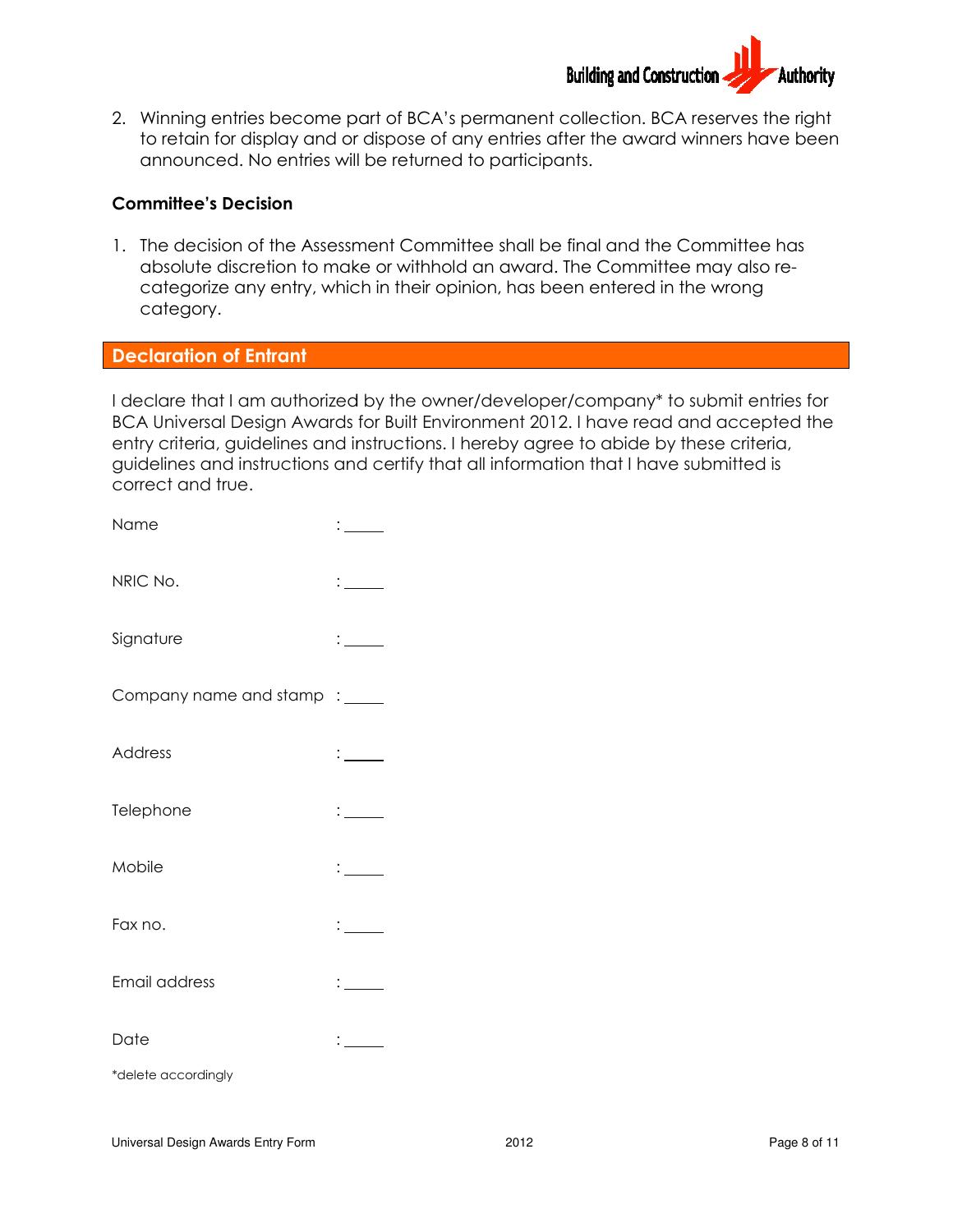2. Winning entries become part of BCA's permanent collection. BCA reserves the right to retain for display and or dispose of any entries after the award winners have been announced. No entries will be returned to participants.

**Committee's Decision**

1. The decision of the Assessment Committee shall be final and the Committee has absolute discretion to make or withhold an award. The Committee may also re-categorize any entry, which in their opinion, has been entered in the wrong category.

## Declaration of Entrant

I declare that I am authorized by the owner/developer/company* to submit entries for BCA Universal Design Awards for Built Environment 2012. I have read and accepted the entry criteria, guidelines and instructions. I hereby agree to abide by these criteria, guidelines and instructions and certify that all information that I have submitted is correct and true.

Name : _____

NRIC No. : _____

Signature : _____

Company name and stamp : _____

Address : _____

Telephone : _____

Mobile : _____

Fax no. : _____

Email address : _____

Date : _____

*delete accordingly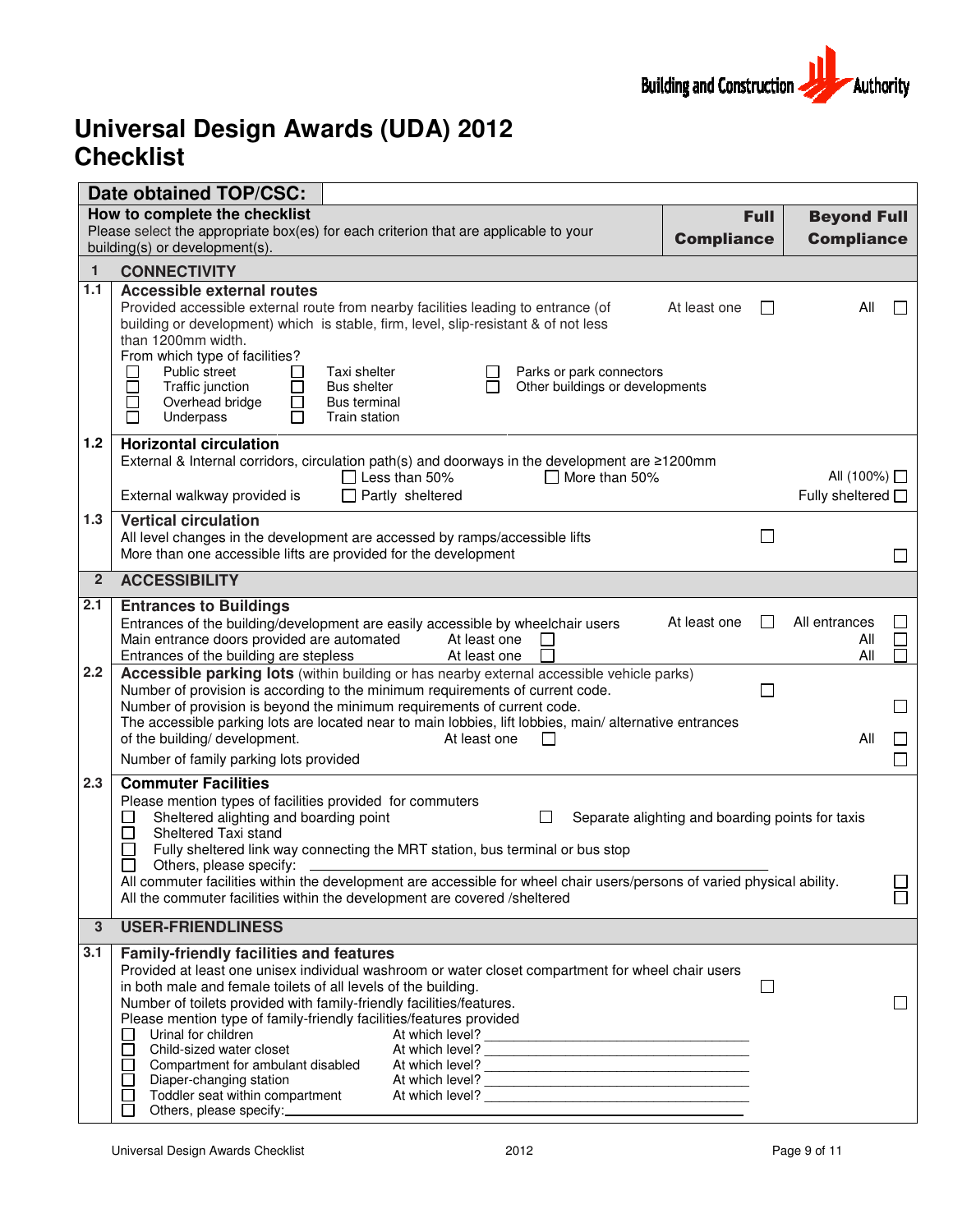Building and Construction Authority

# Universal Design Awards (UDA) 2012 Checklist

| Date obtained TOP/CSC: | | | |
|---|---|---|---|
| | **How to complete the checklist**<br>Please select the appropriate box(es) for each criterion that are applicable to your building(s) or development(s). | **Full Compliance** | **Beyond Full Compliance** |
| **1** | **CONNECTIVITY** | | |
| 1.1 | **Accessible external routes**<br>Provided accessible external route from nearby facilities leading to entrance (of building or development) which is stable, firm, level, slip-resistant & of not less than 1200mm width.<br>From which type of facilities?<br>☐ Public street ☐ Taxi shelter ☐ Parks or park connectors<br>☐ Traffic junction ☐ Bus shelter ☐ Other buildings or developments<br>☐ Overhead bridge ☐ Bus terminal<br>☐ Underpass ☐ Train station | At least one ☐ | All ☐ |
| 1.2 | **Horizontal circulation**<br>External & Internal corridors, circulation path(s) and doorways in the development are ≥1200mm<br>☐ Less than 50% ☐ More than 50%<br>External walkway provided is ☐ Partly sheltered | | All (100%) ☐<br>Fully sheltered ☐ |
| 1.3 | **Vertical circulation**<br>All level changes in the development are accessed by ramps/accessible lifts<br>More than one accessible lifts are provided for the development | ☐ | <br>☐ |
| **2** | **ACCESSIBILITY** | | |
| 2.1 | **Entrances to Buildings**<br>Entrances of the building/development are easily accessible by wheelchair users<br>Main entrance doors provided are automated At least one ☐<br>Entrances of the building are stepless At least one ☐ | At least one ☐ | All entrances ☐<br>All ☐<br>All ☐ |
| 2.2 | **Accessible parking lots** (within building or has nearby external accessible vehicle parks)<br>Number of provision is according to the minimum requirements of current code.<br>Number of provision is beyond the minimum requirements of current code.<br>The accessible parking lots are located near to main lobbies, lift lobbies, main/ alternative entrances of the building/ development. At least one ☐<br>Number of family parking lots provided | ☐ | <br>☐<br>All ☐<br>☐ |
| 2.3 | **Commuter Facilities**<br>Please mention types of facilities provided for commuters<br>☐ Sheltered alighting and boarding point ☐ Separate alighting and boarding points for taxis<br>☐ Sheltered Taxi stand<br>☐ Fully sheltered link way connecting the MRT station, bus terminal or bus stop<br>☐ Others, please specify: ____________<br>All commuter facilities within the development are accessible for wheel chair users/persons of varied physical ability.<br>All the commuter facilities within the development are covered /sheltered | | <br>☐<br>☐ |
| **3** | **USER-FRIENDLINESS** | | |
| 3.1 | **Family-friendly facilities and features**<br>Provided at least one unisex individual washroom or water closet compartment for wheel chair users in both male and female toilets of all levels of the building.<br>Number of toilets provided with family-friendly facilities/features.<br>Please mention type of family-friendly facilities/features provided<br>☐ Urinal for children At which level? ____________<br>☐ Child-sized water closet At which level? ____________<br>☐ Compartment for ambulant disabled At which level? ____________<br>☐ Diaper-changing station At which level? ____________<br>☐ Toddler seat within compartment At which level? ____________<br>☐ Others, please specify: ____________ | ☐ | <br>☐ |

Universal Design Awards Checklist 2012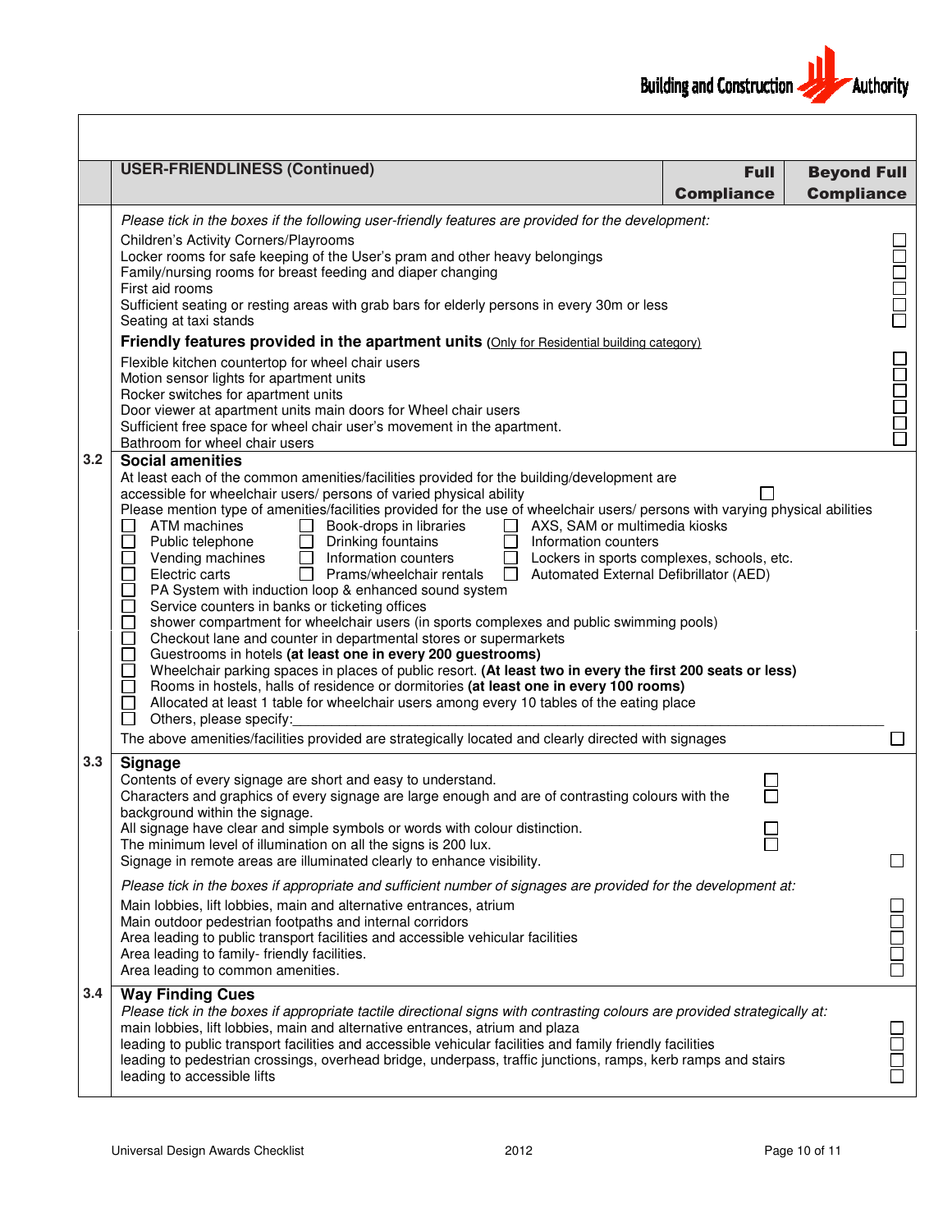| | USER-FRIENDLINESS (Continued) | Full Compliance | Beyond Full Compliance |
|---|---|---|---|
| | *Please tick in the boxes if the following user-friendly features are provided for the development:* | | |
| | Children's Activity Corners/Playrooms | | ☐ |
| | Locker rooms for safe keeping of the User's pram and other heavy belongings | | ☐ |
| | Family/nursing rooms for breast feeding and diaper changing | | ☐ |
| | First aid rooms | | ☐ |
| | Sufficient seating or resting areas with grab bars for elderly persons in every 30m or less | | ☐ |
| | Seating at taxi stands | | ☐ |
| | **Friendly features provided in the apartment units** (Only for Residential building category) | | |
| | Flexible kitchen countertop for wheel chair users | | ☐ |
| | Motion sensor lights for apartment units | | ☐ |
| | Rocker switches for apartment units | | ☐ |
| | Door viewer at apartment units main doors for Wheel chair users | | ☐ |
| | Sufficient free space for wheel chair user's movement in the apartment. | | ☐ |
| | Bathroom for wheel chair users | | ☐ |
| 3.2 | **Social amenities** | | |
| | At least each of the common amenities/facilities provided for the building/development are accessible for wheelchair users/ persons of varied physical ability | ☐ | |
| | Please mention type of amenities/facilities provided for the use of wheelchair users/ persons with varying physical abilities<br>☐ ATM machines ☐ Book-drops in libraries ☐ AXS, SAM or multimedia kiosks<br>☐ Public telephone ☐ Drinking fountains ☐ Information counters<br>☐ Vending machines ☐ Information counters ☐ Lockers in sports complexes, schools, etc.<br>☐ Electric carts ☐ Prams/wheelchair rentals ☐ Automated External Defibrillator (AED)<br>☐ PA System with induction loop & enhanced sound system<br>☐ Service counters in banks or ticketing offices<br>☐ shower compartment for wheelchair users (in sports complexes and public swimming pools)<br>☐ Checkout lane and counter in departmental stores or supermarkets<br>☐ Guestrooms in hotels **(at least one in every 200 guestrooms)**<br>☐ Wheelchair parking spaces in places of public resort. **(At least two in every the first 200 seats or less)**<br>☐ Rooms in hostels, halls of residence or dormitories **(at least one in every 100 rooms)**<br>☐ Allocated at least 1 table for wheelchair users among every 10 tables of the eating place<br>☐ Others, please specify:\_\_\_\_\_\_\_\_\_\_ | | |
| | The above amenities/facilities provided are strategically located and clearly directed with signages | | ☐ |
| 3.3 | **Signage** | | |
| | Contents of every signage are short and easy to understand. | ☐ | |
| | Characters and graphics of every signage are large enough and are of contrasting colours with the background within the signage. | ☐ | |
| | All signage have clear and simple symbols or words with colour distinction. | ☐ | |
| | The minimum level of illumination on all the signs is 200 lux. | ☐ | |
| | Signage in remote areas are illuminated clearly to enhance visibility. | | ☐ |
| | *Please tick in the boxes if appropriate and sufficient number of signages are provided for the development at:* | | |
| | Main lobbies, lift lobbies, main and alternative entrances, atrium | | ☐ |
| | Main outdoor pedestrian footpaths and internal corridors | | ☐ |
| | Area leading to public transport facilities and accessible vehicular facilities | | ☐ |
| | Area leading to family- friendly facilities. | | ☐ |
| | Area leading to common amenities. | | ☐ |
| 3.4 | **Way Finding Cues** | | |
| | *Please tick in the boxes if appropriate tactile directional signs with contrasting colours are provided strategically at:* | | |
| | main lobbies, lift lobbies, main and alternative entrances, atrium and plaza | | ☐ |
| | leading to public transport facilities and accessible vehicular facilities and family friendly facilities | | ☐ |
| | leading to pedestrian crossings, overhead bridge, underpass, traffic junctions, ramps, kerb ramps and stairs | | ☐ |
| | leading to accessible lifts | | ☐ |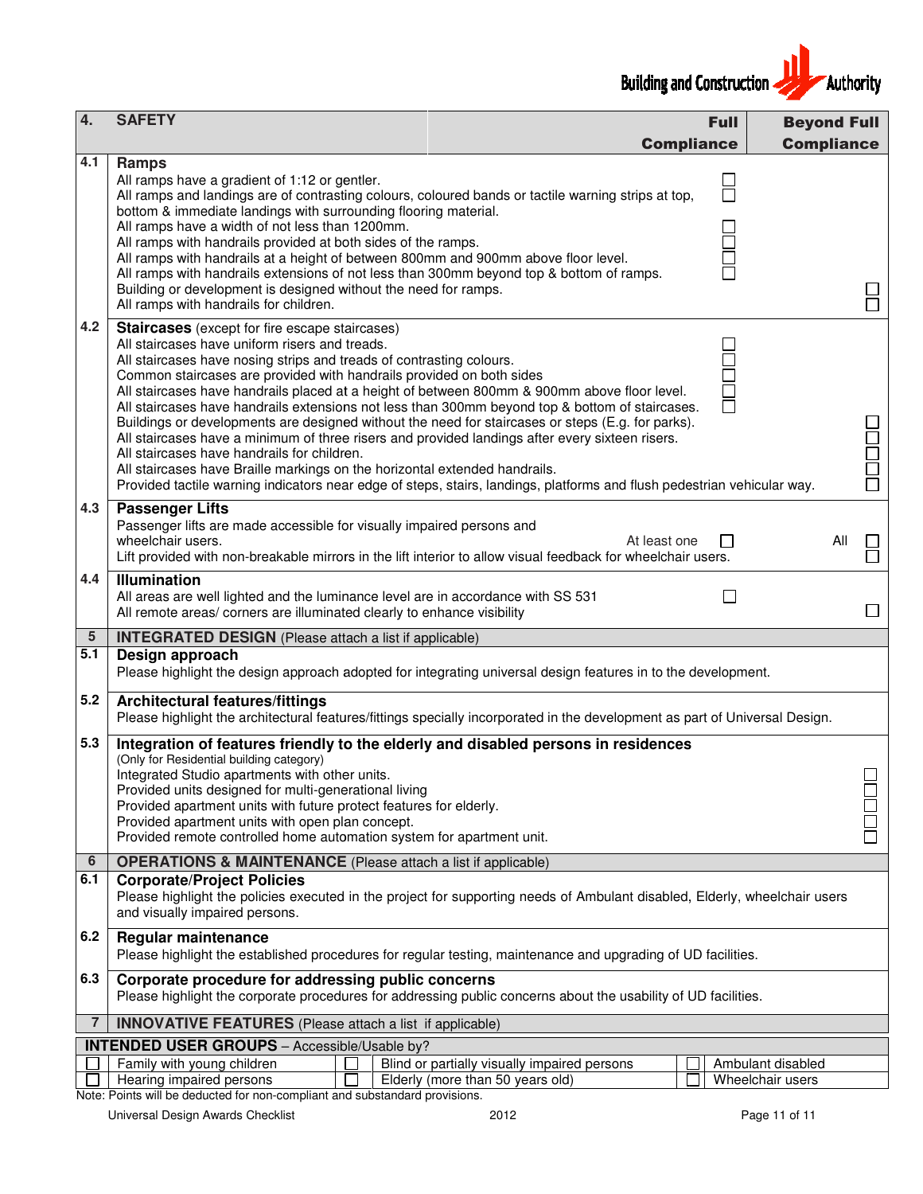| 4. | SAFETY | Full Compliance | Beyond Full Compliance |
|---|---|---|---|
| 4.1 | **Ramps** | | |
| | All ramps have a gradient of 1:12 or gentler. | ☐ | |
| | All ramps and landings are of contrasting colours, coloured bands or tactile warning strips at top, bottom & immediate landings with surrounding flooring material. | ☐ | |
| | All ramps have a width of not less than 1200mm. | ☐ | |
| | All ramps with handrails provided at both sides of the ramps. | ☐ | |
| | All ramps with handrails at a height of between 800mm and 900mm above floor level. | ☐ | |
| | All ramps with handrails extensions of not less than 300mm beyond top & bottom of ramps. | ☐ | |
| | Building or development is designed without the need for ramps. | | ☐ |
| | All ramps with handrails for children. | | ☐ |
| 4.2 | **Staircases** (except for fire escape staircases) | | |
| | All staircases have uniform risers and treads. | ☐ | |
| | All staircases have nosing strips and treads of contrasting colours. | ☐ | |
| | Common staircases are provided with handrails provided on both sides | ☐ | |
| | All staircases have handrails placed at a height of between 800mm & 900mm above floor level. | ☐ | |
| | All staircases have handrails extensions not less than 300mm beyond top & bottom of staircases. | ☐ | |
| | Buildings or developments are designed without the need for staircases or steps (E.g. for parks). | | ☐ |
| | All staircases have a minimum of three risers and provided landings after every sixteen risers. | | ☐ |
| | All staircases have handrails for children. | | ☐ |
| | All staircases have Braille markings on the horizontal extended handrails. | | ☐ |
| | Provided tactile warning indicators near edge of steps, stairs, landings, platforms and flush pedestrian vehicular way. | | ☐ |
| 4.3 | **Passenger Lifts** | | |
| | Passenger lifts are made accessible for visually impaired persons and wheelchair users. | At least one ☐ | All ☐ |
| | Lift provided with non-breakable mirrors in the lift interior to allow visual feedback for wheelchair users. | | ☐ |
| 4.4 | **Illumination** | | |
| | All areas are well lighted and the luminance level are in accordance with SS 531 | ☐ | |
| | All remote areas/ corners are illuminated clearly to enhance visibility | | ☐ |
| **5** | **INTEGRATED DESIGN** (Please attach a list if applicable) | | |
| 5.1 | **Design approach**<br>Please highlight the design approach adopted for integrating universal design features in to the development. | | |
| 5.2 | **Architectural features/fittings**<br>Please highlight the architectural features/fittings specially incorporated in the development as part of Universal Design. | | |
| 5.3 | **Integration of features friendly to the elderly and disabled persons in residences**<br>(Only for Residential building category) | | |
| | Integrated Studio apartments with other units. | | ☐ |
| | Provided units designed for multi-generational living | | ☐ |
| | Provided apartment units with future protect features for elderly. | | ☐ |
| | Provided apartment units with open plan concept. | | ☐ |
| | Provided remote controlled home automation system for apartment unit. | | ☐ |
| **6** | **OPERATIONS & MAINTENANCE** (Please attach a list if applicable) | | |
| 6.1 | **Corporate/Project Policies**<br>Please highlight the policies executed in the project for supporting needs of Ambulant disabled, Elderly, wheelchair users and visually impaired persons. | | |
| 6.2 | **Regular maintenance**<br>Please highlight the established procedures for regular testing, maintenance and upgrading of UD facilities. | | |
| 6.3 | **Corporate procedure for addressing public concerns**<br>Please highlight the corporate procedures for addressing public concerns about the usability of UD facilities. | | |
| **7** | **INNOVATIVE FEATURES** (Please attach a list if applicable) | | |

**INTENDED USER GROUPS** – Accessible/Usable by?

| | | | | | |
|---|---|---|---|---|---|
| ☐ | Family with young children | ☐ | Blind or partially visually impaired persons | ☐ | Ambulant disabled |
| ☐ | Hearing impaired persons | ☐ | Elderly (more than 50 years old) | ☐ | Wheelchair users |

Note: Points will be deducted for non-compliant and substandard provisions.